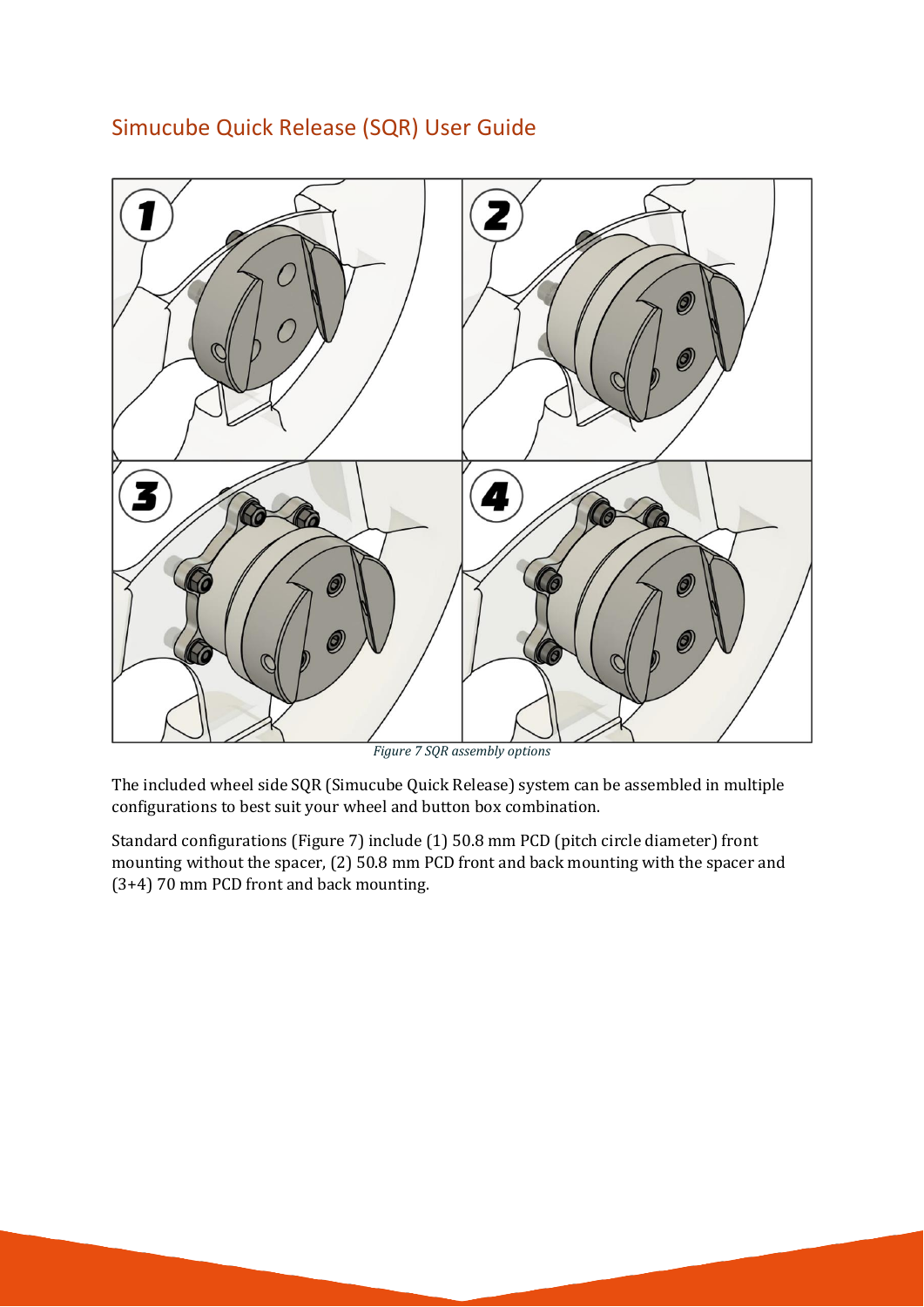## Simucube Quick Release (SQR) User Guide

*Figure 7 SQR assembly options*

The included wheel side SQR (Simucube Quick Release) system can be assembled in multiple configurations to best suit your wheel and button box combination.

Standard configurations (Figure 7) include (1) 50.8 mm PCD (pitch circle diameter) front mounting without the spacer, (2) 50.8 mm PCD front and back mounting with the spacer and (3+4) 70 mm PCD front and back mounting.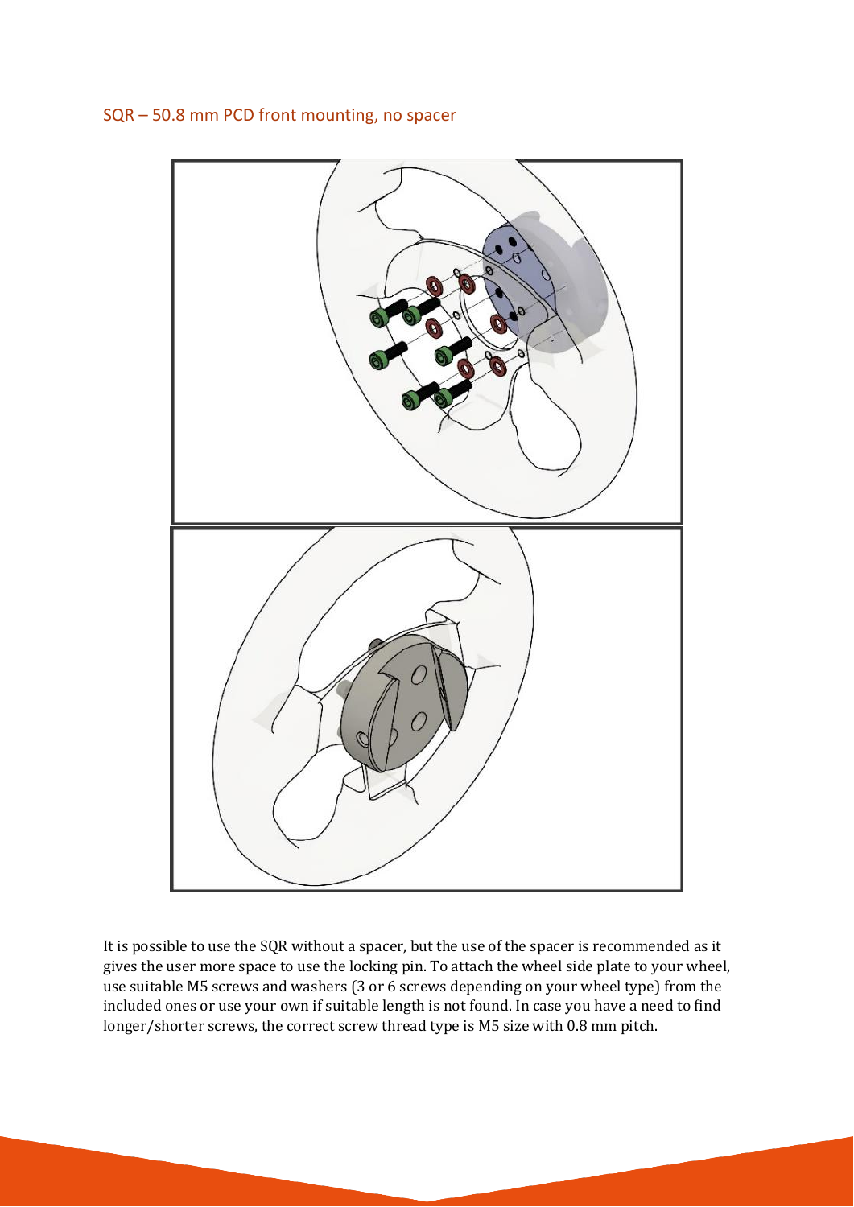## SQR – 50.8 mm PCD front mounting, no spacer

It is possible to use the SQR without a spacer, but the use of the spacer is recommended as it gives the user more space to use the locking pin. To attach the wheel side plate to your wheel, use suitable M5 screws and washers (3 or 6 screws depending on your wheel type) from the included ones or use your own if suitable length is not found. In case you have a need to find longer/shorter screws, the correct screw thread type is M5 size with 0.8 mm pitch.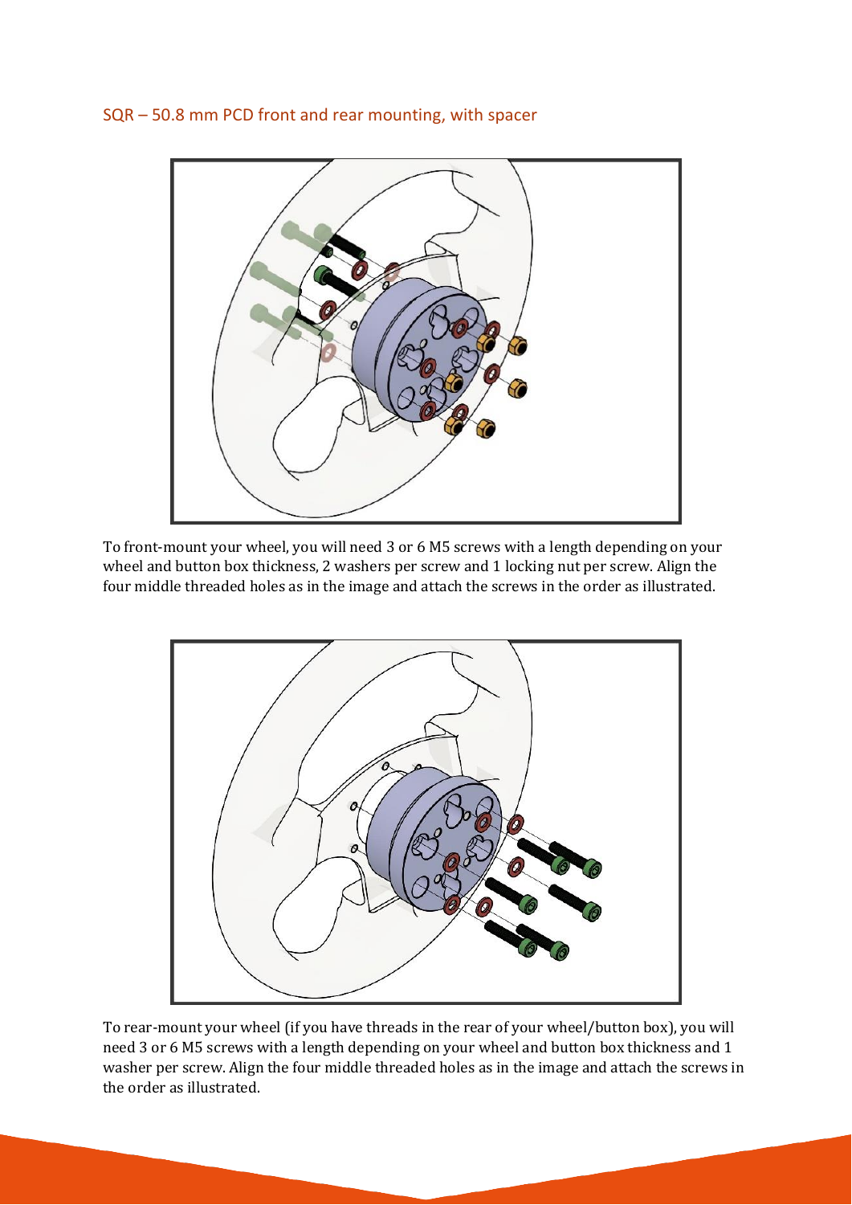## SQR – 50.8 mm PCD front and rear mounting, with spacer

To front-mount your wheel, you will need 3 or 6 M5 screws with a length depending on your wheel and button box thickness, 2 washers per screw and 1 locking nut per screw. Align the four middle threaded holes as in the image and attach the screws in the order as illustrated.

To rear-mount your wheel (if you have threads in the rear of your wheel/button box), you will need 3 or 6 M5 screws with a length depending on your wheel and button box thickness and 1 washer per screw. Align the four middle threaded holes as in the image and attach the screws in the order as illustrated.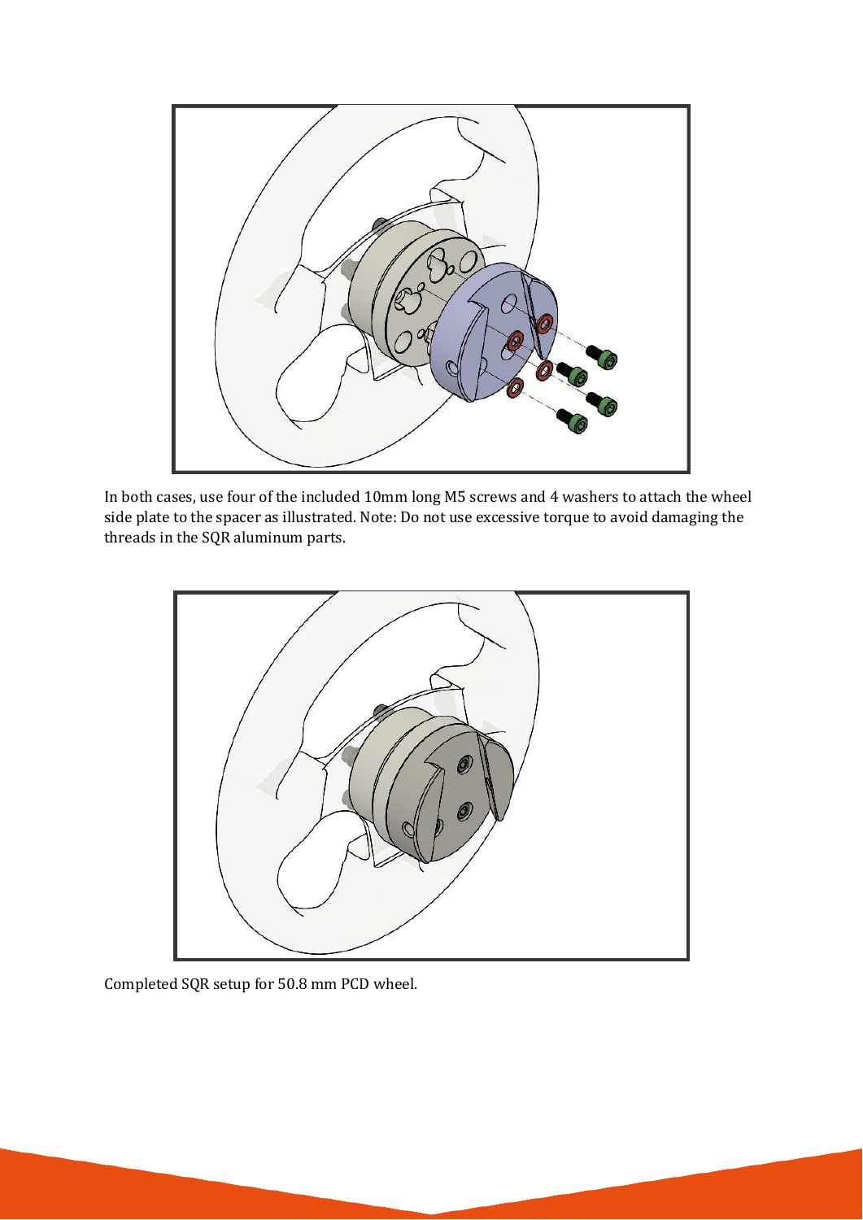In both cases, use four of the included 10mm long M5 screws and 4 washers to attach the wheel side plate to the spacer as illustrated. Note: Do not use excessive torque to avoid damaging the threads in the SQR aluminum parts.

Completed SQR setup for 50.8 mm PCD wheel.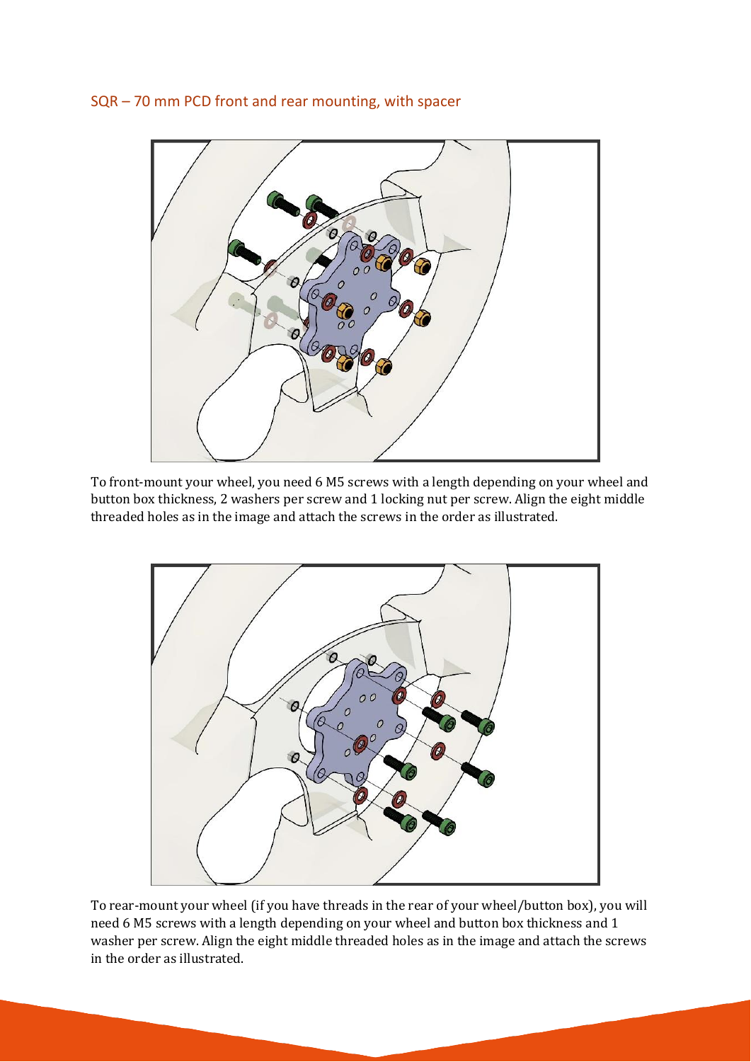## SQR – 70 mm PCD front and rear mounting, with spacer

To front-mount your wheel, you need 6 M5 screws with a length depending on your wheel and button box thickness, 2 washers per screw and 1 locking nut per screw. Align the eight middle threaded holes as in the image and attach the screws in the order as illustrated.

To rear-mount your wheel (if you have threads in the rear of your wheel/button box), you will need 6 M5 screws with a length depending on your wheel and button box thickness and 1 washer per screw. Align the eight middle threaded holes as in the image and attach the screws in the order as illustrated.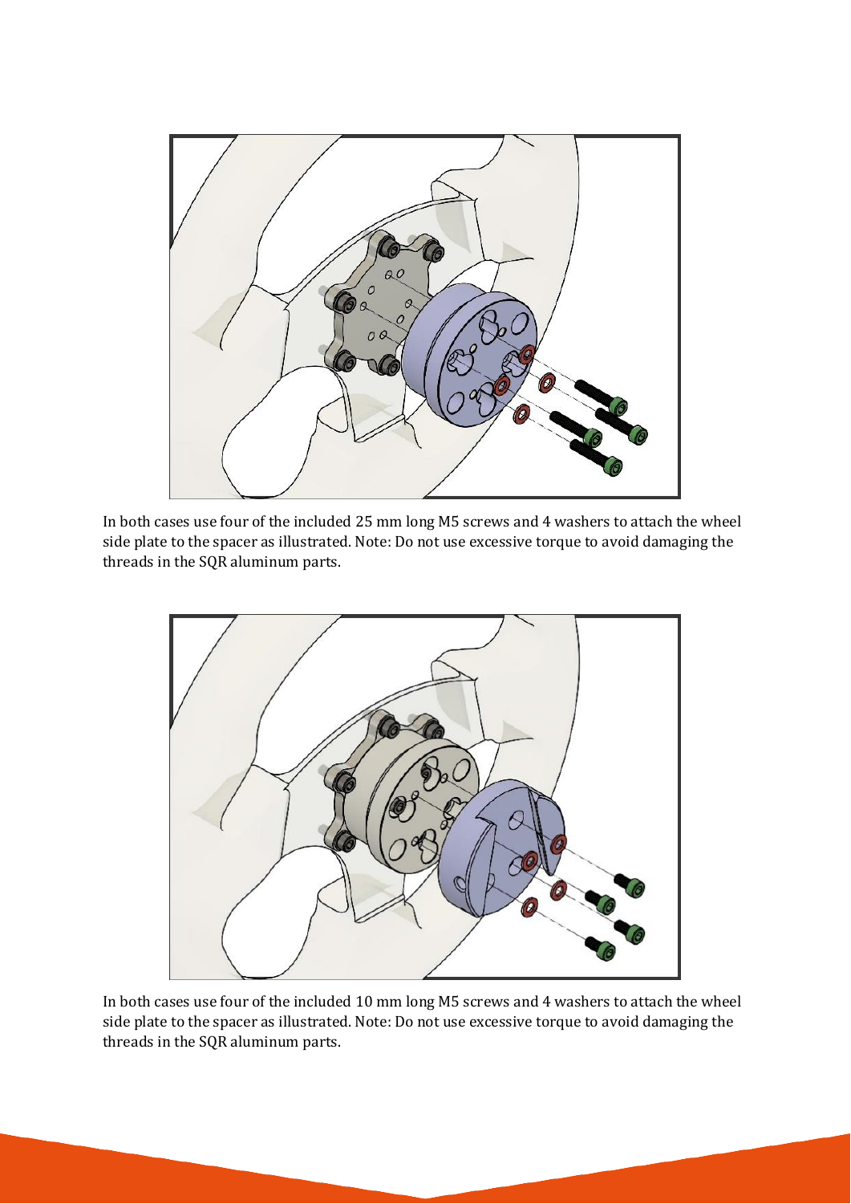In both cases use four of the included 25 mm long M5 screws and 4 washers to attach the wheel side plate to the spacer as illustrated. Note: Do not use excessive torque to avoid damaging the threads in the SQR aluminum parts.

In both cases use four of the included 10 mm long M5 screws and 4 washers to attach the wheel side plate to the spacer as illustrated. Note: Do not use excessive torque to avoid damaging the threads in the SQR aluminum parts.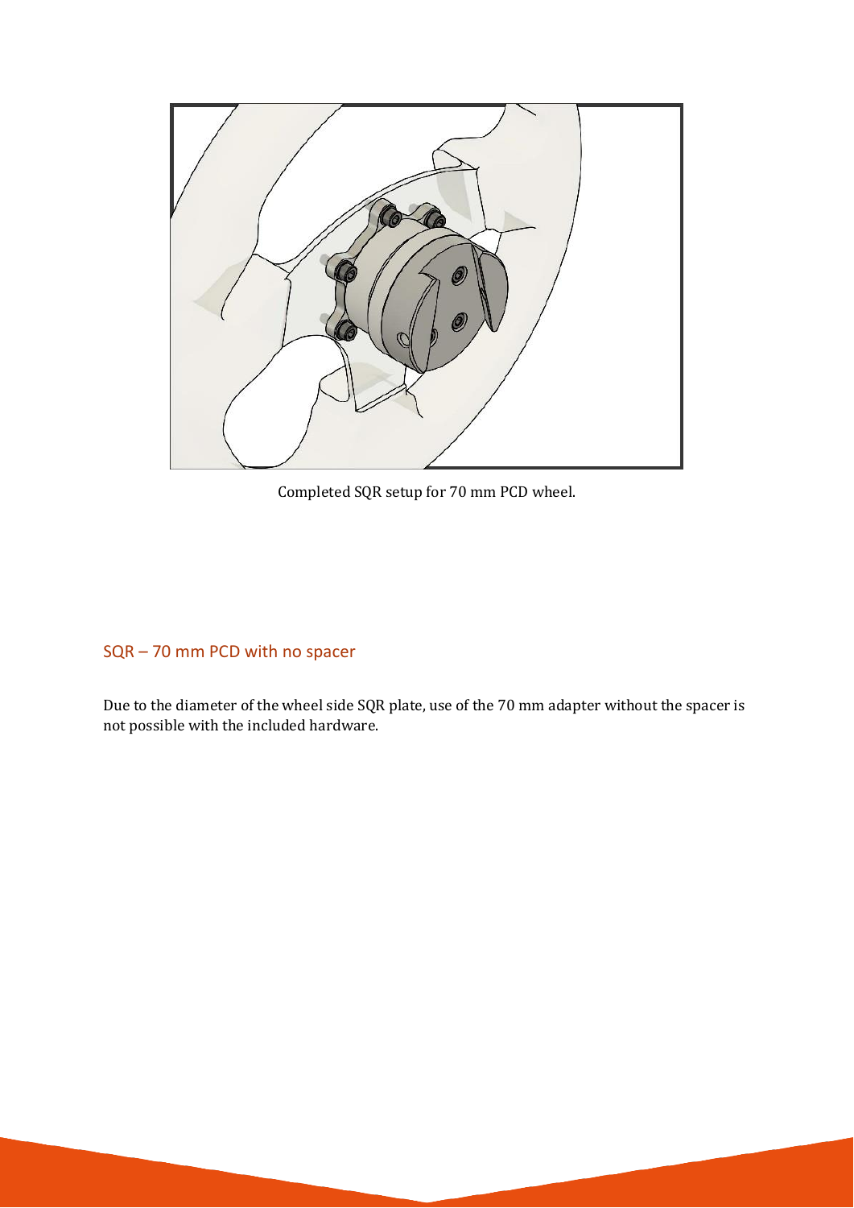Completed SQR setup for 70 mm PCD wheel.

## SQR – 70 mm PCD with no spacer

Due to the diameter of the wheel side SQR plate, use of the 70 mm adapter without the spacer is not possible with the included hardware.